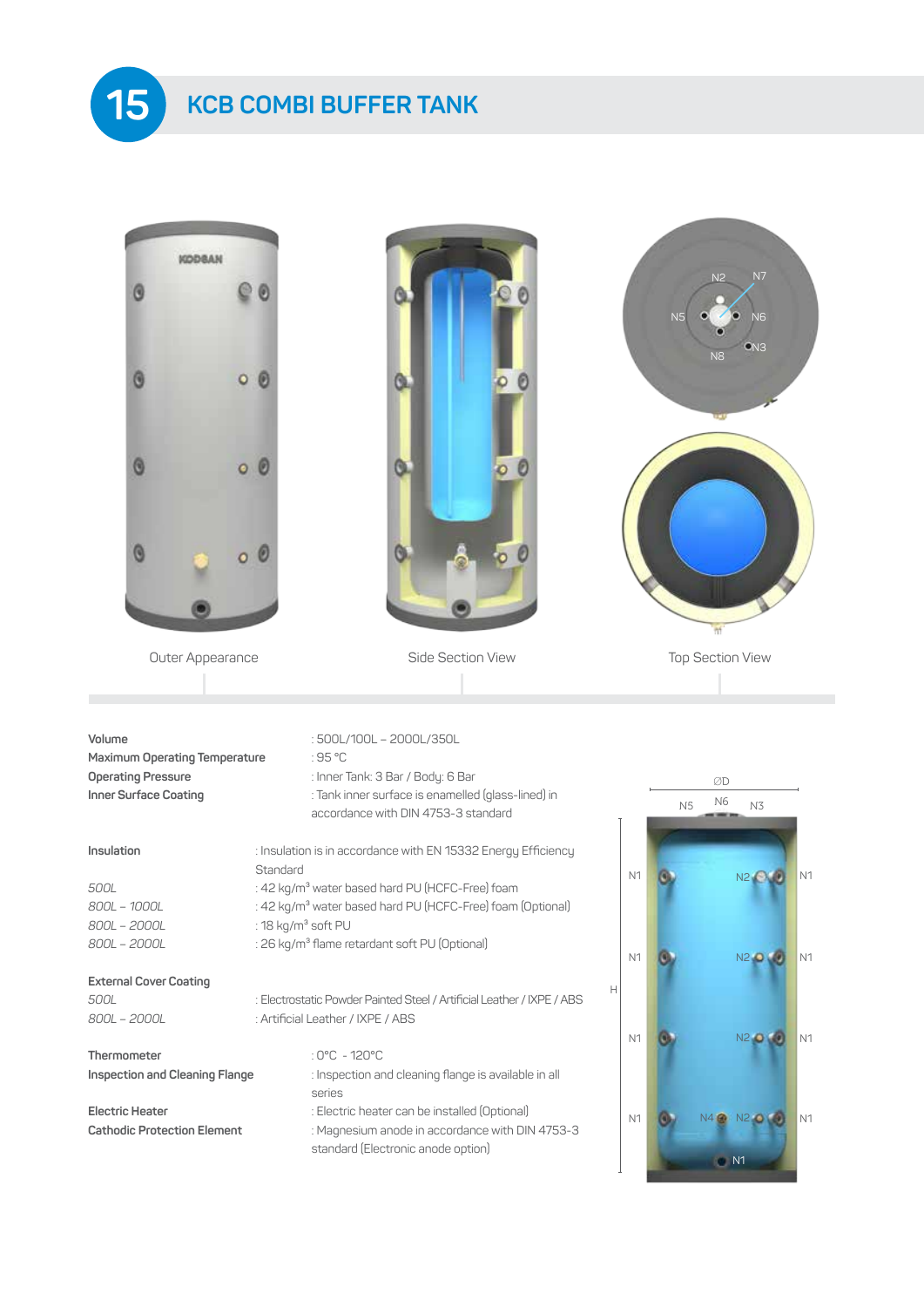# 15 KCB COMBI BUFFER TANK

Outer Appearance

Side Section View

Top Section View

**Volume** : 500L/100L – 2000L/350L

**Maximum Operating Temperature** : 95 °C

**Operating Pressure** : Inner Tank: 3 Bar / Body: 6 Bar

**Inner Surface Coating** : Tank inner surface is enamelled (glass-lined) in accordance with DIN 4753-3 standard

**Insulation** : Insulation is in accordance with EN 15332 Energy Efficiency Standard

*500L* : 42 kg/m³ water based hard PU (HCFC-Free) foam

*800L – 1000L* : 42 kg/m³ water based hard PU (HCFC-Free) foam (Optional)

*800L – 2000L* : 18 kg/m³ soft PU

*800L – 2000L* : 26 kg/m³ flame retardant soft PU (Optional)

**External Cover Coating**

*500L* : Electrostatic Powder Painted Steel / Artificial Leather / IXPE / ABS

*800L – 2000L* : Artificial Leather / IXPE / ABS

**Thermometer** : 0°C - 120°C

**Inspection and Cleaning Flange** : Inspection and cleaning flange is available in all series

**Electric Heater** : Electric heater can be installed (Optional)

**Cathodic Protection Element** : Magnesium anode in accordance with DIN 4753-3 standard (Electronic anode option)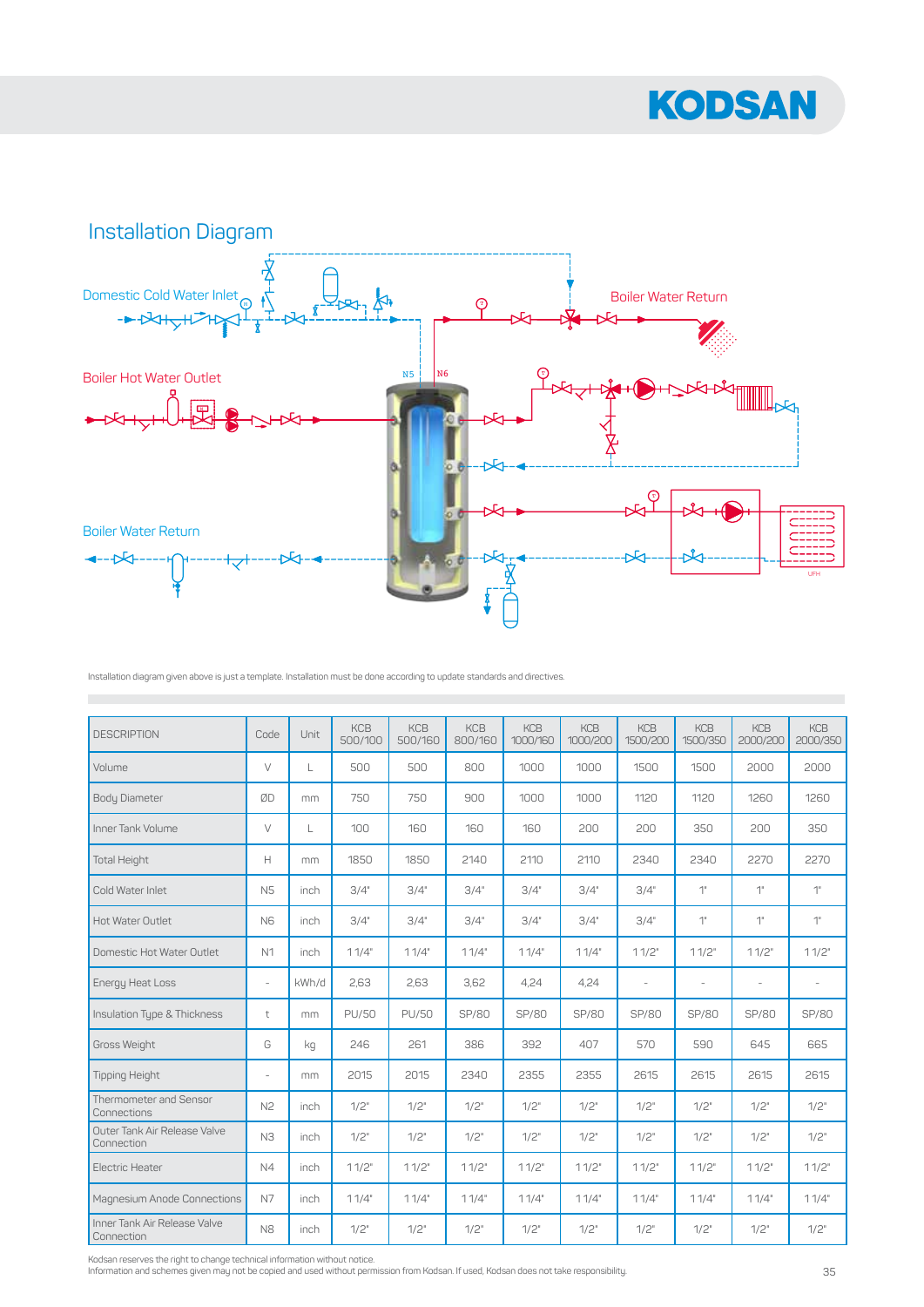## Installation Diagram

Domestic Cold Water Inlet

Boiler Water Return

Boiler Hot Water Outlet

N5

N6

Boiler Water Return

UFH

Installation diagram given above is just a template. Installation must be done according to update standards and directives.

| DESCRIPTION | Code | Unit | KCB 500/100 | KCB 500/160 | KCB 800/160 | KCB 1000/160 | KCB 1000/200 | KCB 1500/200 | KCB 1500/350 | KCB 2000/200 | KCB 2000/350 |
|---|---|---|---|---|---|---|---|---|---|---|---|
| Volume | V | L | 500 | 500 | 800 | 1000 | 1000 | 1500 | 1500 | 2000 | 2000 |
| Body Diameter | ØD | mm | 750 | 750 | 900 | 1000 | 1000 | 1120 | 1120 | 1260 | 1260 |
| Inner Tank Volume | V | L | 100 | 160 | 160 | 160 | 200 | 200 | 350 | 200 | 350 |
| Total Height | H | mm | 1850 | 1850 | 2140 | 2110 | 2110 | 2340 | 2340 | 2270 | 2270 |
| Cold Water Inlet | N5 | inch | 3/4" | 3/4" | 3/4" | 3/4" | 3/4" | 3/4" | 1" | 1" | 1" |
| Hot Water Outlet | N6 | inch | 3/4" | 3/4" | 3/4" | 3/4" | 3/4" | 3/4" | 1" | 1" | 1" |
| Domestic Hot Water Outlet | N1 | inch | 1 1/4" | 1 1/4" | 1 1/4" | 1 1/4" | 1 1/4" | 1 1/2" | 1 1/2" | 1 1/2" | 1 1/2" |
| Energy Heat Loss | - | kWh/d | 2,63 | 2,63 | 3,62 | 4,24 | 4,24 | - | - | - | - |
| Insulation Type & Thickness | t | mm | PU/50 | PU/50 | SP/80 | SP/80 | SP/80 | SP/80 | SP/80 | SP/80 | SP/80 |
| Gross Weight | G | kg | 246 | 261 | 386 | 392 | 407 | 570 | 590 | 645 | 665 |
| Tipping Height | - | mm | 2015 | 2015 | 2340 | 2355 | 2355 | 2615 | 2615 | 2615 | 2615 |
| Thermometer and Sensor Connections | N2 | inch | 1/2" | 1/2" | 1/2" | 1/2" | 1/2" | 1/2" | 1/2" | 1/2" | 1/2" |
| Outer Tank Air Release Valve Connection | N3 | inch | 1/2" | 1/2" | 1/2" | 1/2" | 1/2" | 1/2" | 1/2" | 1/2" | 1/2" |
| Electric Heater | N4 | inch | 1 1/2" | 1 1/2" | 1 1/2" | 1 1/2" | 1 1/2" | 1 1/2" | 1 1/2" | 1 1/2" | 1 1/2" |
| Magnesium Anode Connections | N7 | inch | 1 1/4" | 1 1/4" | 1 1/4" | 1 1/4" | 1 1/4" | 1 1/4" | 1 1/4" | 1 1/4" | 1 1/4" |
| Inner Tank Air Release Valve Connection | N8 | inch | 1/2" | 1/2" | 1/2" | 1/2" | 1/2" | 1/2" | 1/2" | 1/2" | 1/2" |

Kodsan reserves the right to change technical information without notice.
Information and schemes given may not be copied and used without permission from Kodsan. If used, Kodsan does not take responsibility.